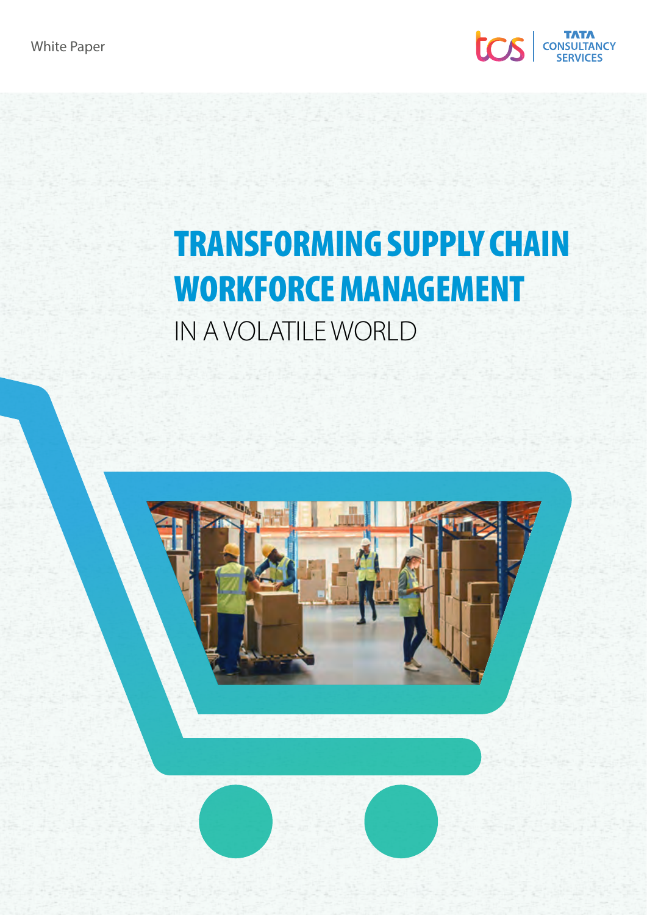White Paper

TATA CONSULTANCY SERVICES

# TRANSFORMING SUPPLY CHAIN WORKFORCE MANAGEMENT

IN A VOLATILE WORLD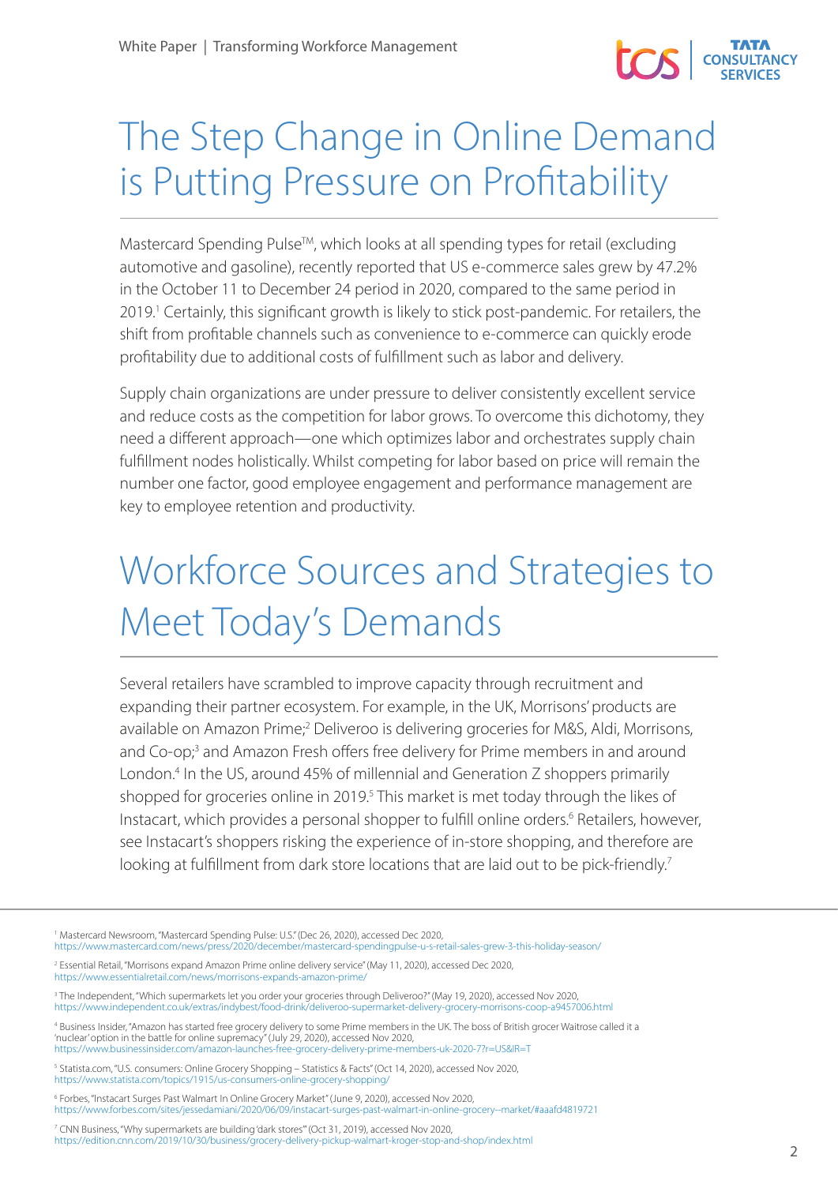# The Step Change in Online Demand is Putting Pressure on Profitability

Mastercard Spending Pulse™, which looks at all spending types for retail (excluding automotive and gasoline), recently reported that US e-commerce sales grew by 47.2% in the October 11 to December 24 period in 2020, compared to the same period in 2019.[1] Certainly, this significant growth is likely to stick post-pandemic. For retailers, the shift from profitable channels such as convenience to e-commerce can quickly erode profitability due to additional costs of fulfillment such as labor and delivery.

Supply chain organizations are under pressure to deliver consistently excellent service and reduce costs as the competition for labor grows. To overcome this dichotomy, they need a different approach—one which optimizes labor and orchestrates supply chain fulfillment nodes holistically. Whilst competing for labor based on price will remain the number one factor, good employee engagement and performance management are key to employee retention and productivity.

# Workforce Sources and Strategies to Meet Today's Demands

Several retailers have scrambled to improve capacity through recruitment and expanding their partner ecosystem. For example, in the UK, Morrisons' products are available on Amazon Prime;[2] Deliveroo is delivering groceries for M&S, Aldi, Morrisons, and Co-op;[3] and Amazon Fresh offers free delivery for Prime members in and around London.[4] In the US, around 45% of millennial and Generation Z shoppers primarily shopped for groceries online in 2019.[5] This market is met today through the likes of Instacart, which provides a personal shopper to fulfill online orders.[6] Retailers, however, see Instacart's shoppers risking the experience of in-store shopping, and therefore are looking at fulfillment from dark store locations that are laid out to be pick-friendly.[7]

---

[1] Mastercard Newsroom, "Mastercard Spending Pulse: U.S." (Dec 26, 2020), accessed Dec 2020, https://www.mastercard.com/news/press/2020/december/mastercard-spendingpulse-u-s-retail-sales-grew-3-this-holiday-season/

[2] Essential Retail, "Morrisons expand Amazon Prime online delivery service" (May 11, 2020), accessed Dec 2020, https://www.essentialretail.com/news/morrisons-expands-amazon-prime/

[3] The Independent, "Which supermarkets let you order your groceries through Deliveroo?" (May 19, 2020), accessed Nov 2020, https://www.independent.co.uk/extras/indybest/food-drink/deliveroo-supermarket-delivery-grocery-morrisons-coop-a9457006.html

[4] Business Insider, "Amazon has started free grocery delivery to some Prime members in the UK. The boss of British grocer Waitrose called it a 'nuclear' option in the battle for online supremacy" (July 29, 2020), accessed Nov 2020, https://www.businessinsider.com/amazon-launches-free-grocery-delivery-prime-members-uk-2020-7?r=US&IR=T

[5] Statista.com, "U.S. consumers: Online Grocery Shopping – Statistics & Facts" (Oct 14, 2020), accessed Nov 2020, https://www.statista.com/topics/1915/us-consumers-online-grocery-shopping/

[6] Forbes, "Instacart Surges Past Walmart In Online Grocery Market" (June 9, 2020), accessed Nov 2020, https://www.forbes.com/sites/jessedamiani/2020/06/09/instacart-surges-past-walmart-in-online-grocery--market/#aaafd4819721

[7] CNN Business, "Why supermarkets are building 'dark stores'" (Oct 31, 2019), accessed Nov 2020, https://edition.cnn.com/2019/10/30/business/grocery-delivery-pickup-walmart-kroger-stop-and-shop/index.html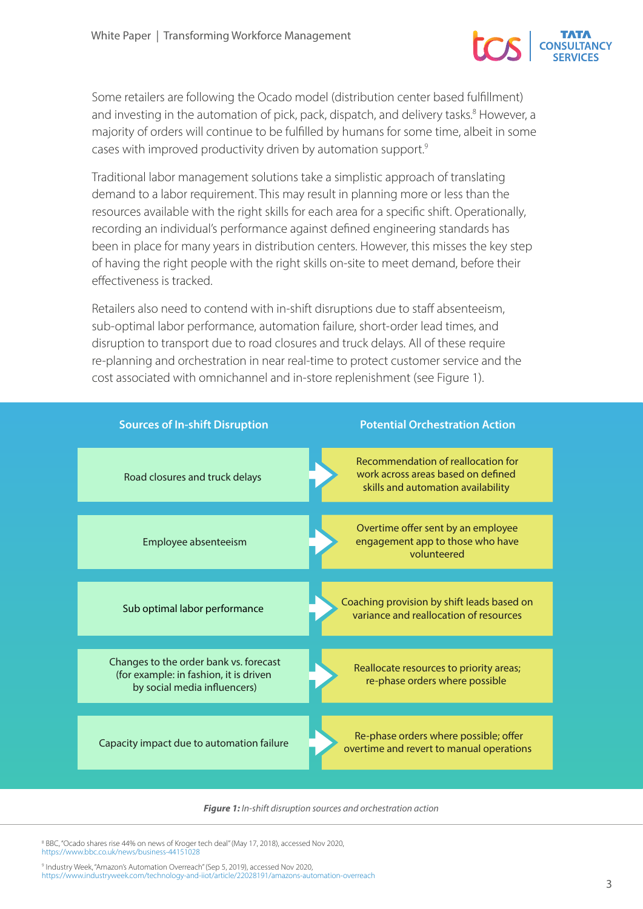Some retailers are following the Ocado model (distribution center based fulfillment) and investing in the automation of pick, pack, dispatch, and delivery tasks.[8] However, a majority of orders will continue to be fulfilled by humans for some time, albeit in some cases with improved productivity driven by automation support.[9]

Traditional labor management solutions take a simplistic approach of translating demand to a labor requirement. This may result in planning more or less than the resources available with the right skills for each area for a specific shift. Operationally, recording an individual's performance against defined engineering standards has been in place for many years in distribution centers. However, this misses the key step of having the right people with the right skills on-site to meet demand, before their effectiveness is tracked.

Retailers also need to contend with in-shift disruptions due to staff absenteeism, sub-optimal labor performance, automation failure, short-order lead times, and disruption to transport due to road closures and truck delays. All of these require re-planning and orchestration in near real-time to protect customer service and the cost associated with omnichannel and in-store replenishment (see Figure 1).

| Sources of In-shift Disruption | Potential Orchestration Action |
|---|---|
| Road closures and truck delays | Recommendation of reallocation for work across areas based on defined skills and automation availability |
| Employee absenteeism | Overtime offer sent by an employee engagement app to those who have volunteered |
| Sub optimal labor performance | Coaching provision by shift leads based on variance and reallocation of resources |
| Changes to the order bank vs. forecast (for example: in fashion, it is driven by social media influencers) | Reallocate resources to priority areas; re-phase orders where possible |
| Capacity impact due to automation failure | Re-phase orders where possible; offer overtime and revert to manual operations |

***Figure 1:*** *In-shift disruption sources and orchestration action*

[8] BBC, "Ocado shares rise 44% on news of Kroger tech deal" (May 17, 2018), accessed Nov 2020, https://www.bbc.co.uk/news/business-44151028

[9] Industry Week, "Amazon's Automation Overreach" (Sep 5, 2019), accessed Nov 2020, https://www.industryweek.com/technology-and-iiot/article/22028191/amazons-automation-overreach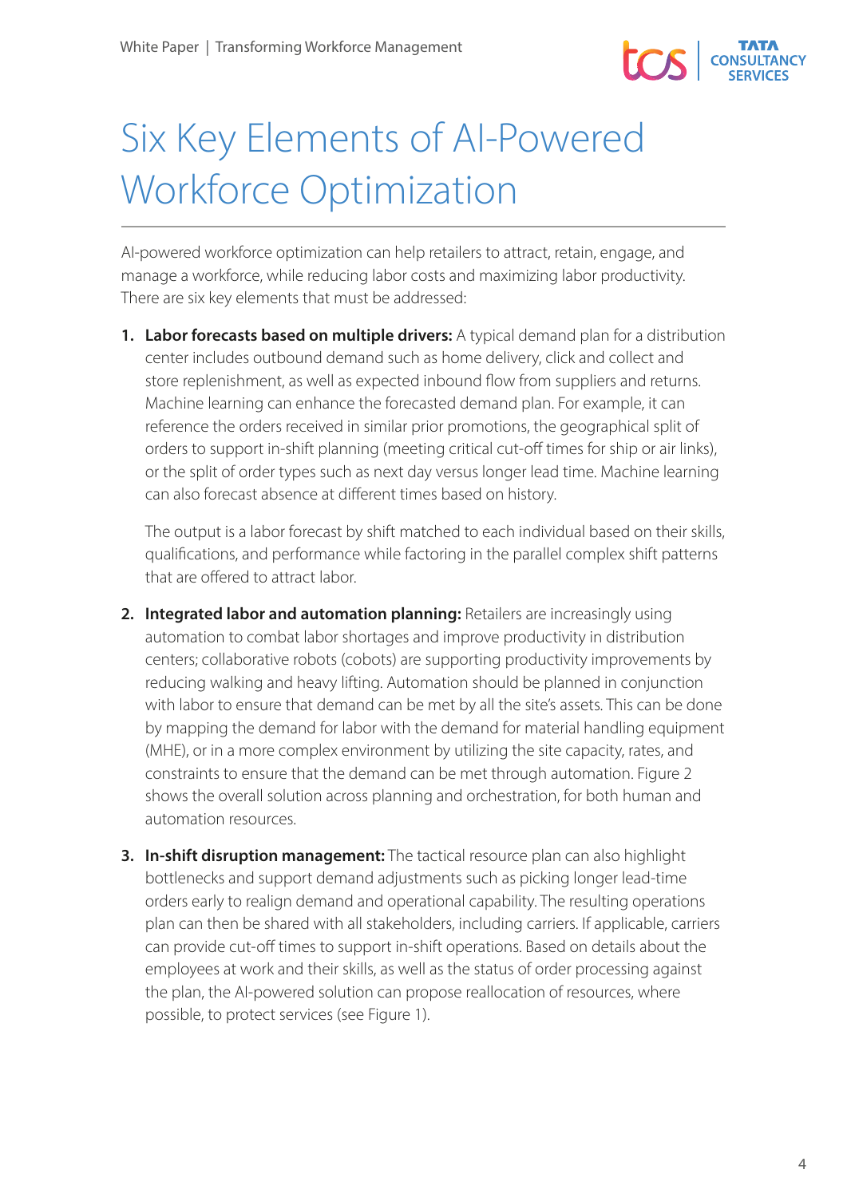# Six Key Elements of AI-Powered Workforce Optimization

AI-powered workforce optimization can help retailers to attract, retain, engage, and manage a workforce, while reducing labor costs and maximizing labor productivity. There are six key elements that must be addressed:

1. **Labor forecasts based on multiple drivers:** A typical demand plan for a distribution center includes outbound demand such as home delivery, click and collect and store replenishment, as well as expected inbound flow from suppliers and returns. Machine learning can enhance the forecasted demand plan. For example, it can reference the orders received in similar prior promotions, the geographical split of orders to support in-shift planning (meeting critical cut-off times for ship or air links), or the split of order types such as next day versus longer lead time. Machine learning can also forecast absence at different times based on history.

   The output is a labor forecast by shift matched to each individual based on their skills, qualifications, and performance while factoring in the parallel complex shift patterns that are offered to attract labor.

2. **Integrated labor and automation planning:** Retailers are increasingly using automation to combat labor shortages and improve productivity in distribution centers; collaborative robots (cobots) are supporting productivity improvements by reducing walking and heavy lifting. Automation should be planned in conjunction with labor to ensure that demand can be met by all the site's assets. This can be done by mapping the demand for labor with the demand for material handling equipment (MHE), or in a more complex environment by utilizing the site capacity, rates, and constraints to ensure that the demand can be met through automation. Figure 2 shows the overall solution across planning and orchestration, for both human and automation resources.

3. **In-shift disruption management:** The tactical resource plan can also highlight bottlenecks and support demand adjustments such as picking longer lead-time orders early to realign demand and operational capability. The resulting operations plan can then be shared with all stakeholders, including carriers. If applicable, carriers can provide cut-off times to support in-shift operations. Based on details about the employees at work and their skills, as well as the status of order processing against the plan, the AI-powered solution can propose reallocation of resources, where possible, to protect services (see Figure 1).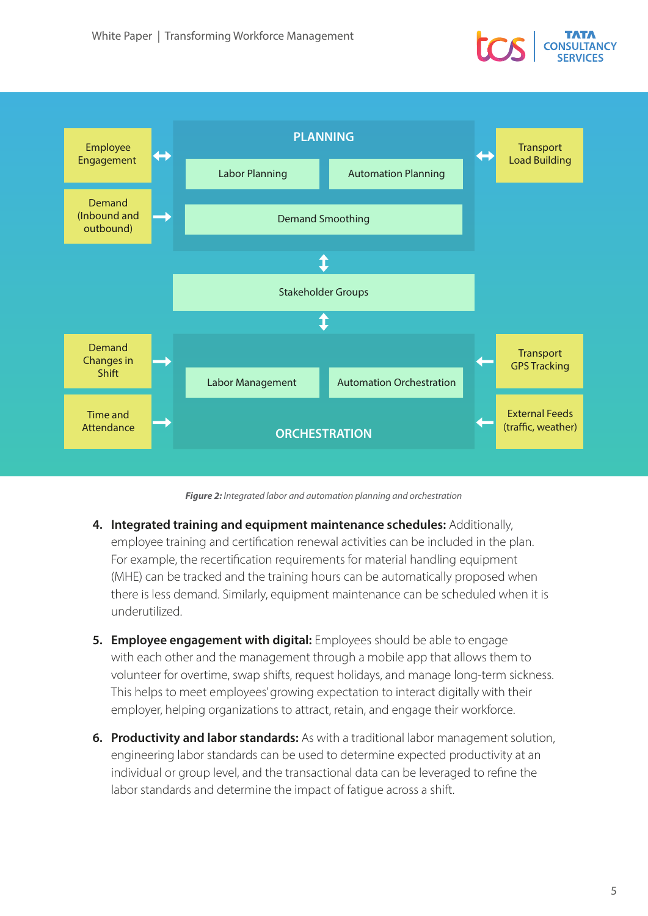PLANNING

Employee Engagement ↔ | Labor Planning | Automation Planning | ↔ Transport Load Building

Demand (Inbound and outbound) → | Demand Smoothing

↕

Stakeholder Groups

↕

Demand Changes in Shift → | Labor Management | Automation Orchestration | ← Transport GPS Tracking

Time and Attendance → | ORCHESTRATION | ← External Feeds (traffic, weather)

***Figure 2:** Integrated labor and automation planning and orchestration*

4. **Integrated training and equipment maintenance schedules:** Additionally, employee training and certification renewal activities can be included in the plan. For example, the recertification requirements for material handling equipment (MHE) can be tracked and the training hours can be automatically proposed when there is less demand. Similarly, equipment maintenance can be scheduled when it is underutilized.

5. **Employee engagement with digital:** Employees should be able to engage with each other and the management through a mobile app that allows them to volunteer for overtime, swap shifts, request holidays, and manage long-term sickness. This helps to meet employees' growing expectation to interact digitally with their employer, helping organizations to attract, retain, and engage their workforce.

6. **Productivity and labor standards:** As with a traditional labor management solution, engineering labor standards can be used to determine expected productivity at an individual or group level, and the transactional data can be leveraged to refine the labor standards and determine the impact of fatigue across a shift.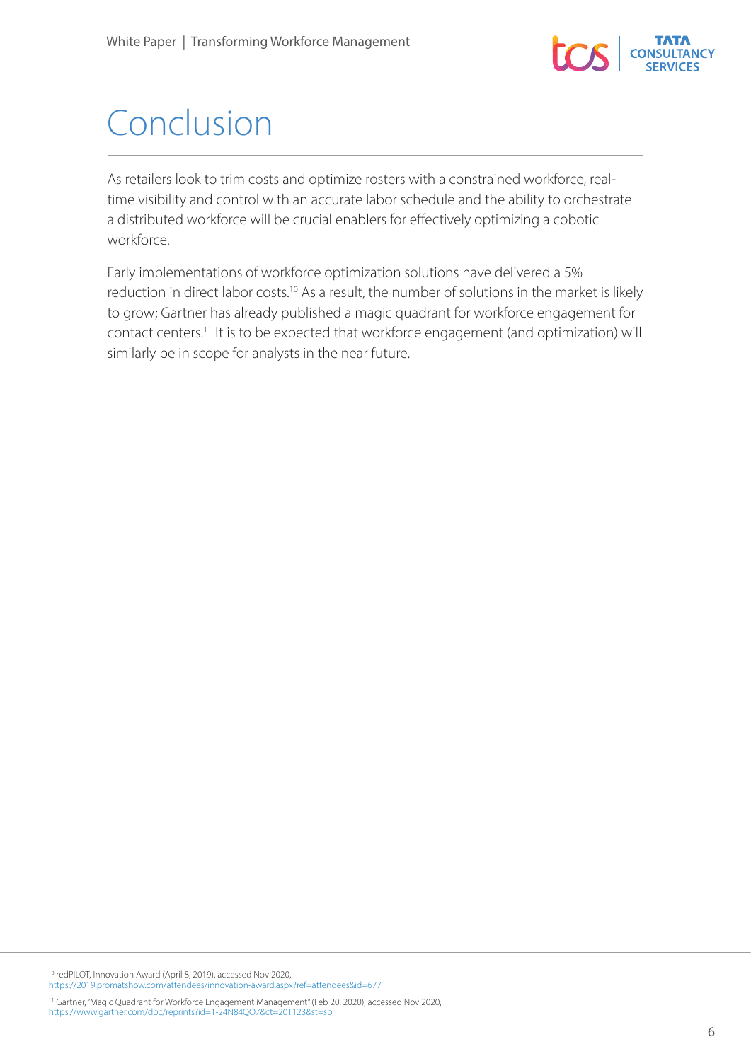# Conclusion

As retailers look to trim costs and optimize rosters with a constrained workforce, real-time visibility and control with an accurate labor schedule and the ability to orchestrate a distributed workforce will be crucial enablers for effectively optimizing a cobotic workforce.

Early implementations of workforce optimization solutions have delivered a 5% reduction in direct labor costs.[10] As a result, the number of solutions in the market is likely to grow; Gartner has already published a magic quadrant for workforce engagement for contact centers.[11] It is to be expected that workforce engagement (and optimization) will similarly be in scope for analysts in the near future.

[10] redPILOT, Innovation Award (April 8, 2019), accessed Nov 2020, https://2019.promatshow.com/attendees/innovation-award.aspx?ref=attendees&id=677

[11] Gartner, "Magic Quadrant for Workforce Engagement Management" (Feb 20, 2020), accessed Nov 2020, https://www.gartner.com/doc/reprints?id=1-24N84QO7&ct=201123&st=sb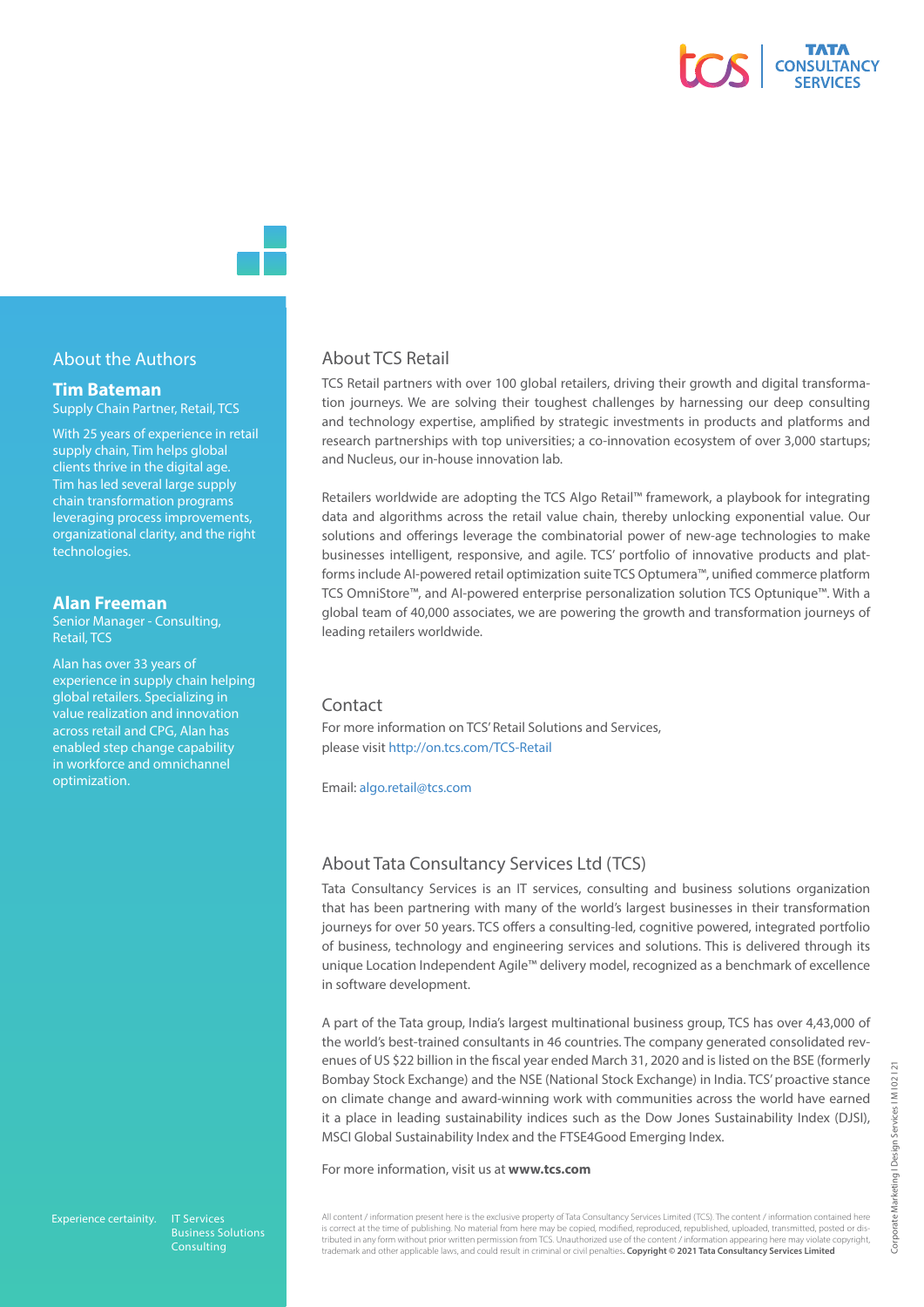## About the Authors

### Tim Bateman

Supply Chain Partner, Retail, TCS

With 25 years of experience in retail supply chain, Tim helps global clients thrive in the digital age. Tim has led several large supply chain transformation programs leveraging process improvements, organizational clarity, and the right technologies.

### Alan Freeman

Senior Manager - Consulting, Retail, TCS

Alan has over 33 years of experience in supply chain helping global retailers. Specializing in value realization and innovation across retail and CPG, Alan has enabled step change capability in workforce and omnichannel optimization.

## About TCS Retail

TCS Retail partners with over 100 global retailers, driving their growth and digital transformation journeys. We are solving their toughest challenges by harnessing our deep consulting and technology expertise, amplified by strategic investments in products and platforms and research partnerships with top universities; a co-innovation ecosystem of over 3,000 startups; and Nucleus, our in-house innovation lab.

Retailers worldwide are adopting the TCS Algo Retail™ framework, a playbook for integrating data and algorithms across the retail value chain, thereby unlocking exponential value. Our solutions and offerings leverage the combinatorial power of new-age technologies to make businesses intelligent, responsive, and agile. TCS' portfolio of innovative products and platforms include AI-powered retail optimization suite TCS Optumera™, unified commerce platform TCS OmniStore™, and AI-powered enterprise personalization solution TCS Optunique™. With a global team of 40,000 associates, we are powering the growth and transformation journeys of leading retailers worldwide.

## Contact

For more information on TCS' Retail Solutions and Services, please visit http://on.tcs.com/TCS-Retail

Email: algo.retail@tcs.com

## About Tata Consultancy Services Ltd (TCS)

Tata Consultancy Services is an IT services, consulting and business solutions organization that has been partnering with many of the world's largest businesses in their transformation journeys for over 50 years. TCS offers a consulting-led, cognitive powered, integrated portfolio of business, technology and engineering services and solutions. This is delivered through its unique Location Independent Agile™ delivery model, recognized as a benchmark of excellence in software development.

A part of the Tata group, India's largest multinational business group, TCS has over 4,43,000 of the world's best-trained consultants in 46 countries. The company generated consolidated revenues of US $22 billion in the fiscal year ended March 31, 2020 and is listed on the BSE (formerly Bombay Stock Exchange) and the NSE (National Stock Exchange) in India. TCS' proactive stance on climate change and award-winning work with communities across the world have earned it a place in leading sustainability indices such as the Dow Jones Sustainability Index (DJSI), MSCI Global Sustainability Index and the FTSE4Good Emerging Index.

For more information, visit us at **www.tcs.com**

Experience certainty.

IT Services
Business Solutions
Consulting

All content / information present here is the exclusive property of Tata Consultancy Services Limited (TCS). The content / information contained here is correct at the time of publishing. No material from here may be copied, modified, reproduced, republished, uploaded, transmitted, posted or distributed in any form without prior written permission from TCS. Unauthorized use of the content / information appearing here may violate copyright, trademark and other applicable laws, and could result in criminal or civil penalties. **Copyright © 2021 Tata Consultancy Services Limited**

Corporate Marketing | Design Services | M | 02 | 21